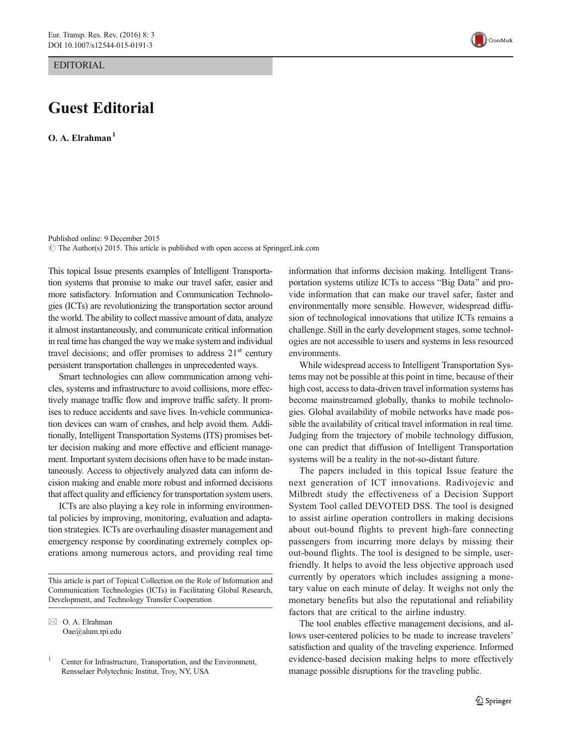EDITORIAL

# Guest Editorial

**O. A. Elrahman** [1]

Published online: 9 December 2015
© The Author(s) 2015. This article is published with open access at SpringerLink.com

This topical Issue presents examples of Intelligent Transportation systems that promise to make our travel safer, easier and more satisfactory. Information and Communication Technologies (ICTs) are revolutionizing the transportation sector around the world. The ability to collect massive amount of data, analyze it almost instantaneously, and communicate critical information in real time has changed the way we make system and individual travel decisions; and offer promises to address 21st century persistent transportation challenges in unprecedented ways.

Smart technologies can allow communication among vehicles, systems and infrastructure to avoid collisions, more effectively manage traffic flow and improve traffic safety. It promises to reduce accidents and save lives. In-vehicle communication devices can warn of crashes, and help avoid them. Additionally, Intelligent Transportation Systems (ITS) promises better decision making and more effective and efficient management. Important system decisions often have to be made instantaneously. Access to objectively analyzed data can inform decision making and enable more robust and informed decisions that affect quality and efficiency for transportation system users.

ICTs are also playing a key role in informing environmental policies by improving, monitoring, evaluation and adaptation strategies. ICTs are overhauling disaster management and emergency response by coordinating extremely complex operations among numerous actors, and providing real time information that informs decision making. Intelligent Transportation systems utilize ICTs to access "Big Data" and provide information that can make our travel safer, faster and environmentally more sensible. However, widespread diffusion of technological innovations that utilize ICTs remains a challenge. Still in the early development stages, some technologies are not accessible to users and systems in less resourced environments.

While widespread access to Intelligent Transportation Systems may not be possible at this point in time, because of their high cost, access to data-driven travel information systems has become mainstreamed globally, thanks to mobile technologies. Global availability of mobile networks have made possible the availability of critical travel information in real time. Judging from the trajectory of mobile technology diffusion, one can predict that diffusion of Intelligent Transportation systems will be a reality in the not-so-distant future.

The papers included in this topical Issue feature the next generation of ICT innovations. Radivojevic and Milbredt study the effectiveness of a Decision Support System Tool called DEVOTED DSS. The tool is designed to assist airline operation controllers in making decisions about out-bound flights to prevent high-fare connecting passengers from incurring more delays by missing their out-bound flights. The tool is designed to be simple, user-friendly. It helps to avoid the less objective approach used currently by operators which includes assigning a monetary value on each minute of delay. It weighs not only the monetary benefits but also the reputational and reliability factors that are critical to the airline industry.

The tool enables effective management decisions, and allows user-centered policies to be made to increase travelers' satisfaction and quality of the traveling experience. Informed evidence-based decision making helps to more effectively manage possible disruptions for the traveling public.

This article is part of Topical Collection on the Role of Information and Communication Technologies (ICTs) in Facilitating Global Research, Development, and Technology Transfer Cooperation

✉ O. A. Elrahman
Oae@alum.rpi.edu

[1] Center for Infrastructure, Transportation, and the Environment, Rensselaer Polytechnic Institut, Troy, NY, USA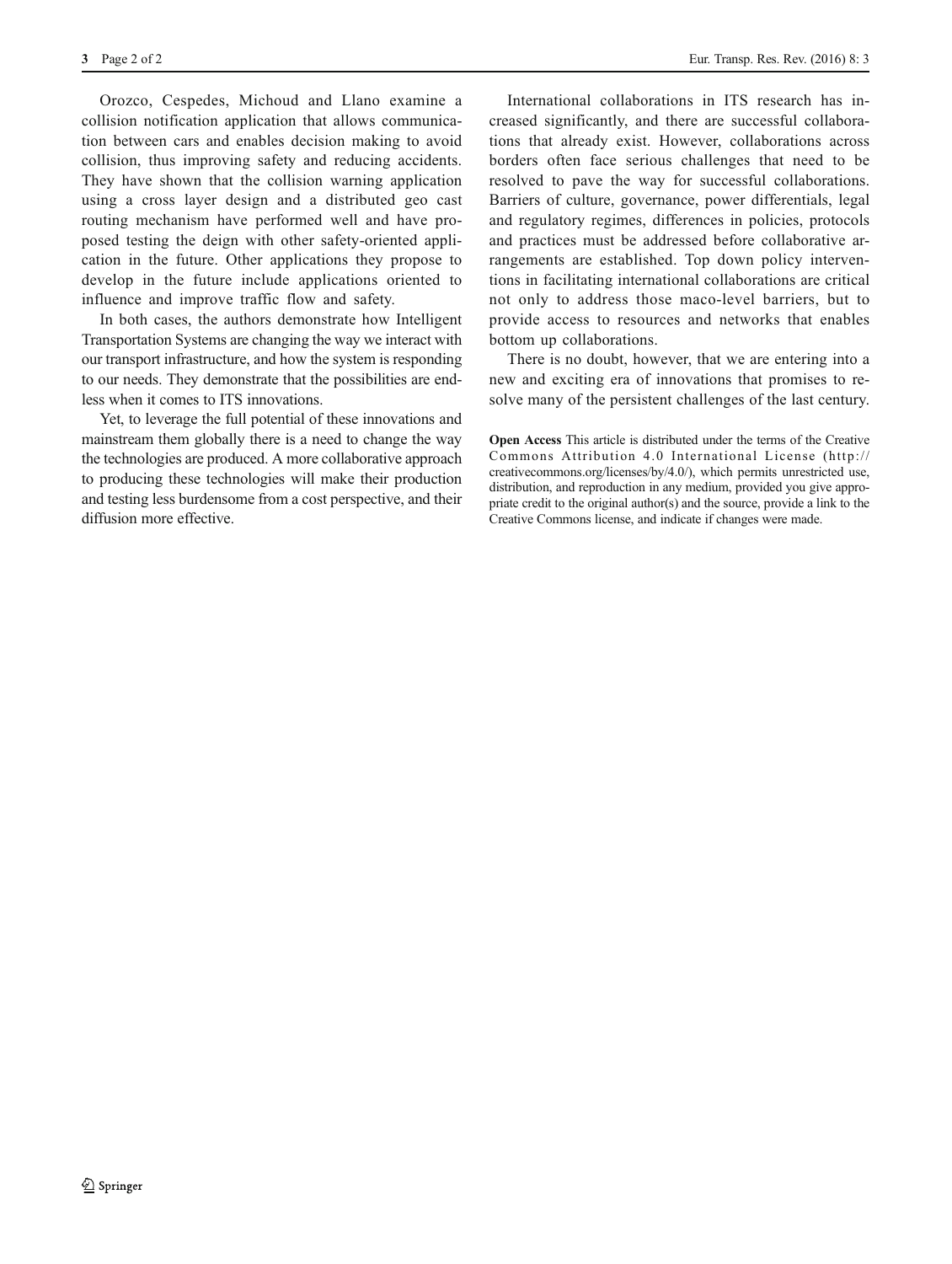Orozco, Cespedes, Michoud and Llano examine a collision notification application that allows communication between cars and enables decision making to avoid collision, thus improving safety and reducing accidents. They have shown that the collision warning application using a cross layer design and a distributed geo cast routing mechanism have performed well and have proposed testing the deign with other safety-oriented application in the future. Other applications they propose to develop in the future include applications oriented to influence and improve traffic flow and safety.

In both cases, the authors demonstrate how Intelligent Transportation Systems are changing the way we interact with our transport infrastructure, and how the system is responding to our needs. They demonstrate that the possibilities are endless when it comes to ITS innovations.

Yet, to leverage the full potential of these innovations and mainstream them globally there is a need to change the way the technologies are produced. A more collaborative approach to producing these technologies will make their production and testing less burdensome from a cost perspective, and their diffusion more effective.

International collaborations in ITS research has increased significantly, and there are successful collaborations that already exist. However, collaborations across borders often face serious challenges that need to be resolved to pave the way for successful collaborations. Barriers of culture, governance, power differentials, legal and regulatory regimes, differences in policies, protocols and practices must be addressed before collaborative arrangements are established. Top down policy interventions in facilitating international collaborations are critical not only to address those maco-level barriers, but to provide access to resources and networks that enables bottom up collaborations.

There is no doubt, however, that we are entering into a new and exciting era of innovations that promises to resolve many of the persistent challenges of the last century.

**Open Access** This article is distributed under the terms of the Creative Commons Attribution 4.0 International License (http://creativecommons.org/licenses/by/4.0/), which permits unrestricted use, distribution, and reproduction in any medium, provided you give appropriate credit to the original author(s) and the source, provide a link to the Creative Commons license, and indicate if changes were made.